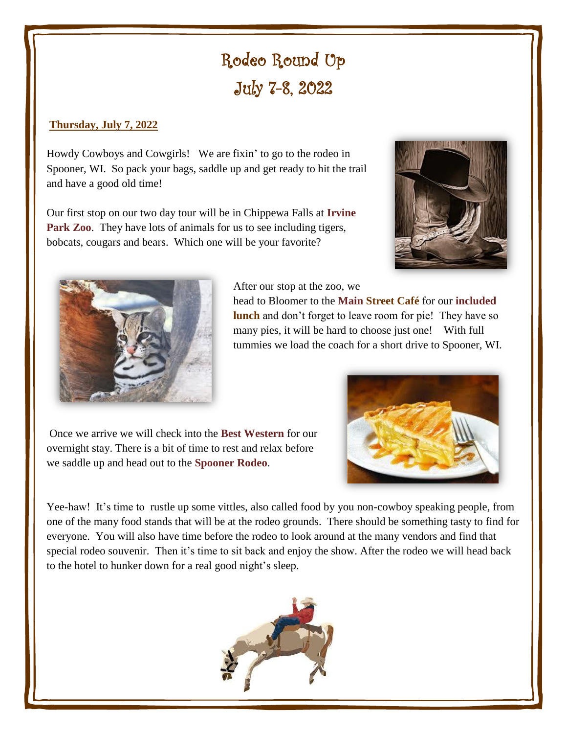# Rodeo Round Up
# July 7-8, 2022

**Thursday, July 7, 2022**

Howdy Cowboys and Cowgirls! We are fixin' to go to the rodeo in Spooner, WI. So pack your bags, saddle up and get ready to hit the trail and have a good old time!

Our first stop on our two day tour will be in Chippewa Falls at **Irvine Park Zoo**. They have lots of animals for us to see including tigers, bobcats, cougars and bears. Which one will be your favorite?

After our stop at the zoo, we head to Bloomer to the **Main Street Café** for our **included lunch** and don't forget to leave room for pie! They have so many pies, it will be hard to choose just one! With full tummies we load the coach for a short drive to Spooner, WI.

Once we arrive we will check into the **Best Western** for our overnight stay. There is a bit of time to rest and relax before we saddle up and head out to the **Spooner Rodeo**.

Yee-haw! It's time to rustle up some vittles, also called food by you non-cowboy speaking people, from one of the many food stands that will be at the rodeo grounds. There should be something tasty to find for everyone. You will also have time before the rodeo to look around at the many vendors and find that special rodeo souvenir. Then it's time to sit back and enjoy the show. After the rodeo we will head back to the hotel to hunker down for a real good night's sleep.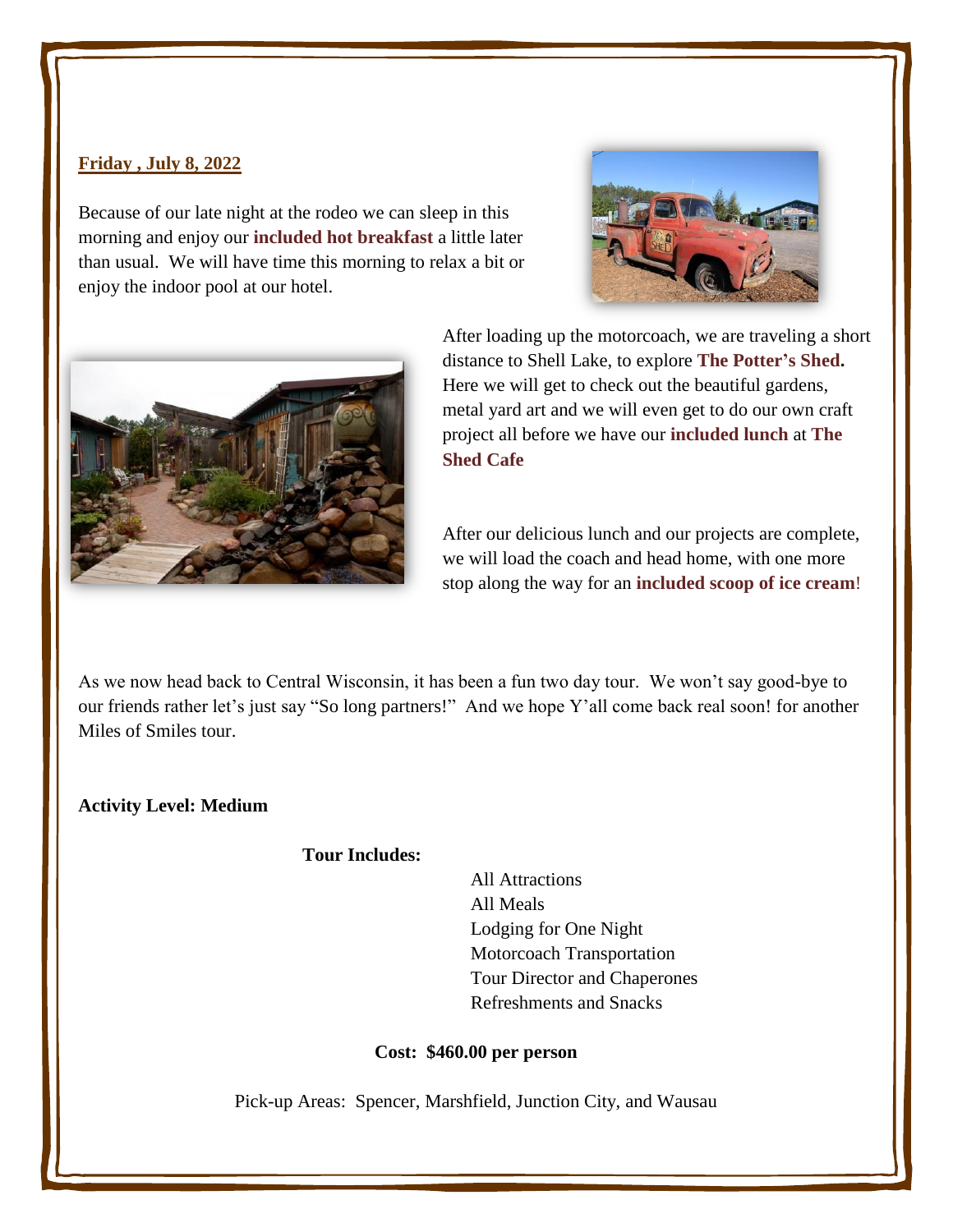**Friday , July 8, 2022**

Because of our late night at the rodeo we can sleep in this morning and enjoy our **included hot breakfast** a little later than usual. We will have time this morning to relax a bit or enjoy the indoor pool at our hotel.

After loading up the motorcoach, we are traveling a short distance to Shell Lake, to explore **The Potter's Shed.** Here we will get to check out the beautiful gardens, metal yard art and we will even get to do our own craft project all before we have our **included lunch** at **The Shed Cafe**

After our delicious lunch and our projects are complete, we will load the coach and head home, with one more stop along the way for an **included scoop of ice cream**!

As we now head back to Central Wisconsin, it has been a fun two day tour. We won't say good-bye to our friends rather let's just say "So long partners!" And we hope Y'all come back real soon! for another Miles of Smiles tour.

**Activity Level: Medium**

**Tour Includes:**

All Attractions
All Meals
Lodging for One Night
Motorcoach Transportation
Tour Director and Chaperones
Refreshments and Snacks

**Cost: $460.00 per person**

Pick-up Areas: Spencer, Marshfield, Junction City, and Wausau